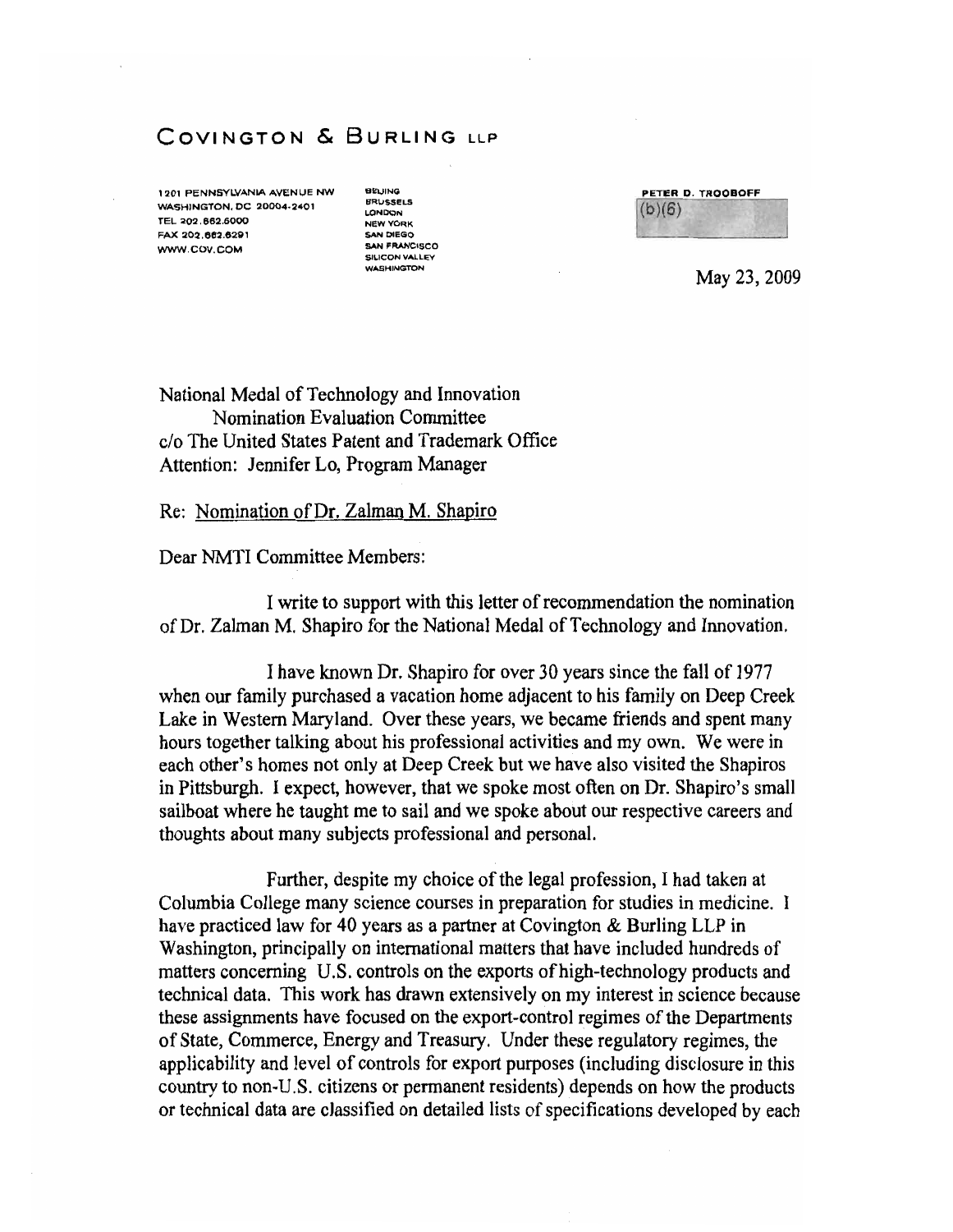# COVINGTON & BURLING LLP

1201 PENNSYLVANIA AVENUE NW
WASHINGTON, DC 20004-2401
TEL 202.662.6000
FAX 202.662.6291
WWW.COV.COM

BEIJING
BRUSSELS
LONDON
NEW YORK
SAN DIEGO
SAN FRANCISCO
SILICON VALLEY
WASHINGTON

PETER D. TROOBOFF
(b)(6)

May 23, 2009

National Medal of Technology and Innovation
Nomination Evaluation Committee
c/o The United States Patent and Trademark Office
Attention: Jennifer Lo, Program Manager

Re: Nomination of Dr. Zalman M. Shapiro

Dear NMTI Committee Members:

I write to support with this letter of recommendation the nomination of Dr. Zalman M. Shapiro for the National Medal of Technology and Innovation.

I have known Dr. Shapiro for over 30 years since the fall of 1977 when our family purchased a vacation home adjacent to his family on Deep Creek Lake in Western Maryland. Over these years, we became friends and spent many hours together talking about his professional activities and my own. We were in each other's homes not only at Deep Creek but we have also visited the Shapiros in Pittsburgh. I expect, however, that we spoke most often on Dr. Shapiro's small sailboat where he taught me to sail and we spoke about our respective careers and thoughts about many subjects professional and personal.

Further, despite my choice of the legal profession, I had taken at Columbia College many science courses in preparation for studies in medicine. I have practiced law for 40 years as a partner at Covington & Burling LLP in Washington, principally on international matters that have included hundreds of matters concerning U.S. controls on the exports of high-technology products and technical data. This work has drawn extensively on my interest in science because these assignments have focused on the export-control regimes of the Departments of State, Commerce, Energy and Treasury. Under these regulatory regimes, the applicability and level of controls for export purposes (including disclosure in this country to non-U.S. citizens or permanent residents) depends on how the products or technical data are classified on detailed lists of specifications developed by each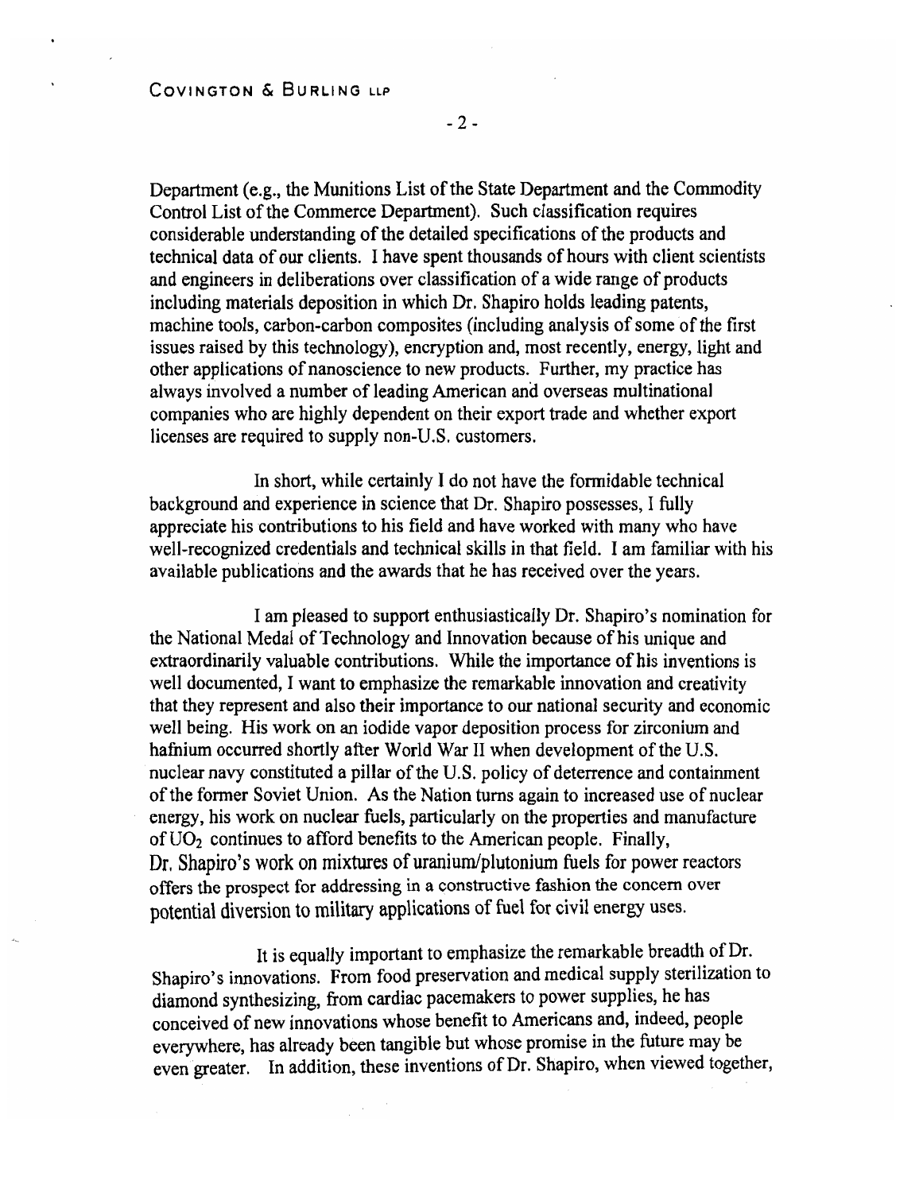Department (e.g., the Munitions List of the State Department and the Commodity Control List of the Commerce Department). Such classification requires considerable understanding of the detailed specifications of the products and technical data of our clients. I have spent thousands of hours with client scientists and engineers in deliberations over classification of a wide range of products including materials deposition in which Dr. Shapiro holds leading patents, machine tools, carbon-carbon composites (including analysis of some of the first issues raised by this technology), encryption and, most recently, energy, light and other applications of nanoscience to new products. Further, my practice has always involved a number of leading American and overseas multinational companies who are highly dependent on their export trade and whether export licenses are required to supply non-U.S. customers.

In short, while certainly I do not have the formidable technical background and experience in science that Dr. Shapiro possesses, I fully appreciate his contributions to his field and have worked with many who have well-recognized credentials and technical skills in that field. I am familiar with his available publications and the awards that he has received over the years.

I am pleased to support enthusiastically Dr. Shapiro's nomination for the National Medal of Technology and Innovation because of his unique and extraordinarily valuable contributions. While the importance of his inventions is well documented, I want to emphasize the remarkable innovation and creativity that they represent and also their importance to our national security and economic well being. His work on an iodide vapor deposition process for zirconium and hafnium occurred shortly after World War II when development of the U.S. nuclear navy constituted a pillar of the U.S. policy of deterrence and containment of the former Soviet Union. As the Nation turns again to increased use of nuclear energy, his work on nuclear fuels, particularly on the properties and manufacture of $UO_2$ continues to afford benefits to the American people. Finally, Dr. Shapiro's work on mixtures of uranium/plutonium fuels for power reactors offers the prospect for addressing in a constructive fashion the concern over potential diversion to military applications of fuel for civil energy uses.

It is equally important to emphasize the remarkable breadth of Dr. Shapiro's innovations. From food preservation and medical supply sterilization to diamond synthesizing, from cardiac pacemakers to power supplies, he has conceived of new innovations whose benefit to Americans and, indeed, people everywhere, has already been tangible but whose promise in the future may be even greater. In addition, these inventions of Dr. Shapiro, when viewed together,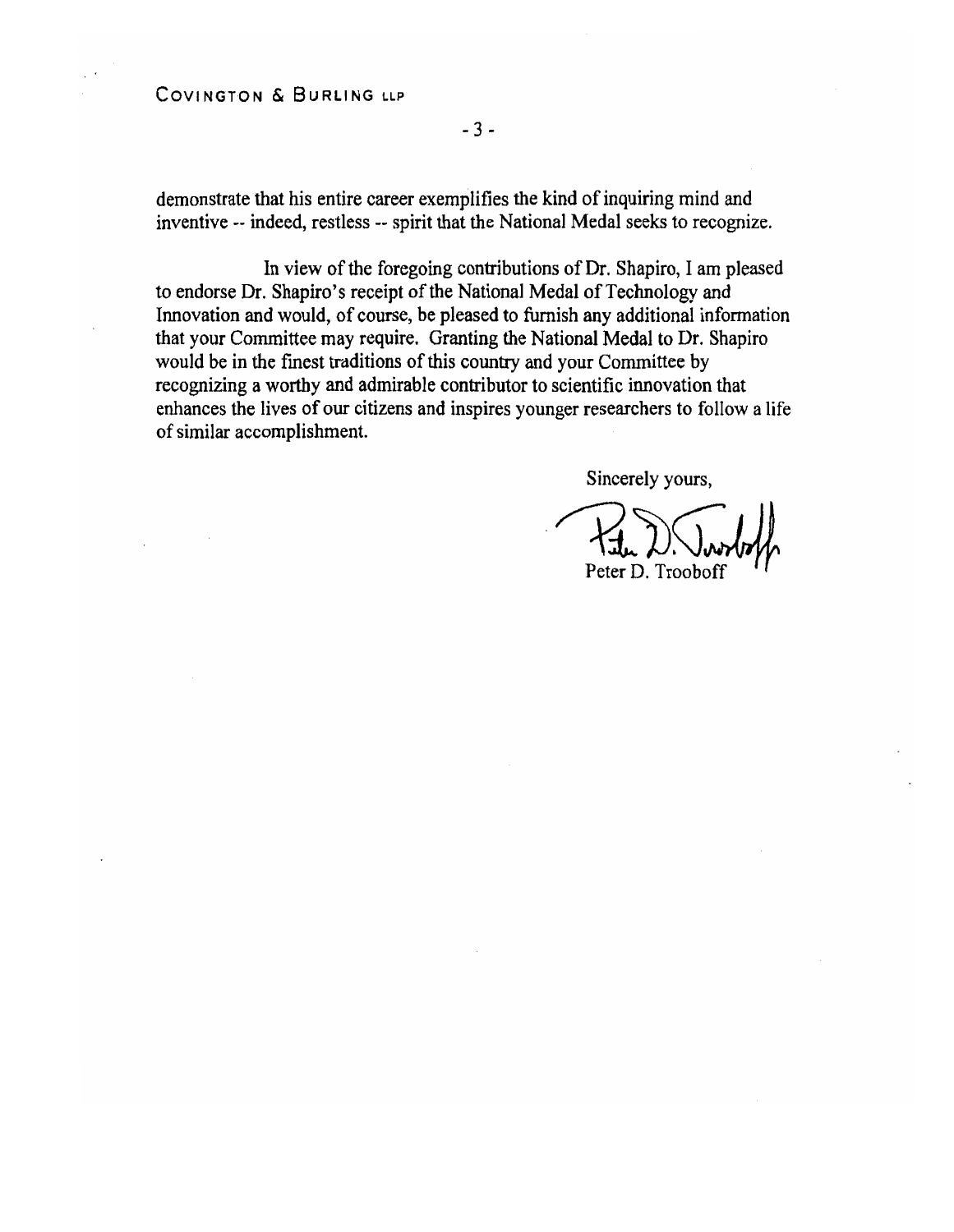demonstrate that his entire career exemplifies the kind of inquiring mind and inventive -- indeed, restless -- spirit that the National Medal seeks to recognize.

In view of the foregoing contributions of Dr. Shapiro, I am pleased to endorse Dr. Shapiro's receipt of the National Medal of Technology and Innovation and would, of course, be pleased to furnish any additional information that your Committee may require. Granting the National Medal to Dr. Shapiro would be in the finest traditions of this country and your Committee by recognizing a worthy and admirable contributor to scientific innovation that enhances the lives of our citizens and inspires younger researchers to follow a life of similar accomplishment.

Sincerely yours,

Peter D. Trooboff